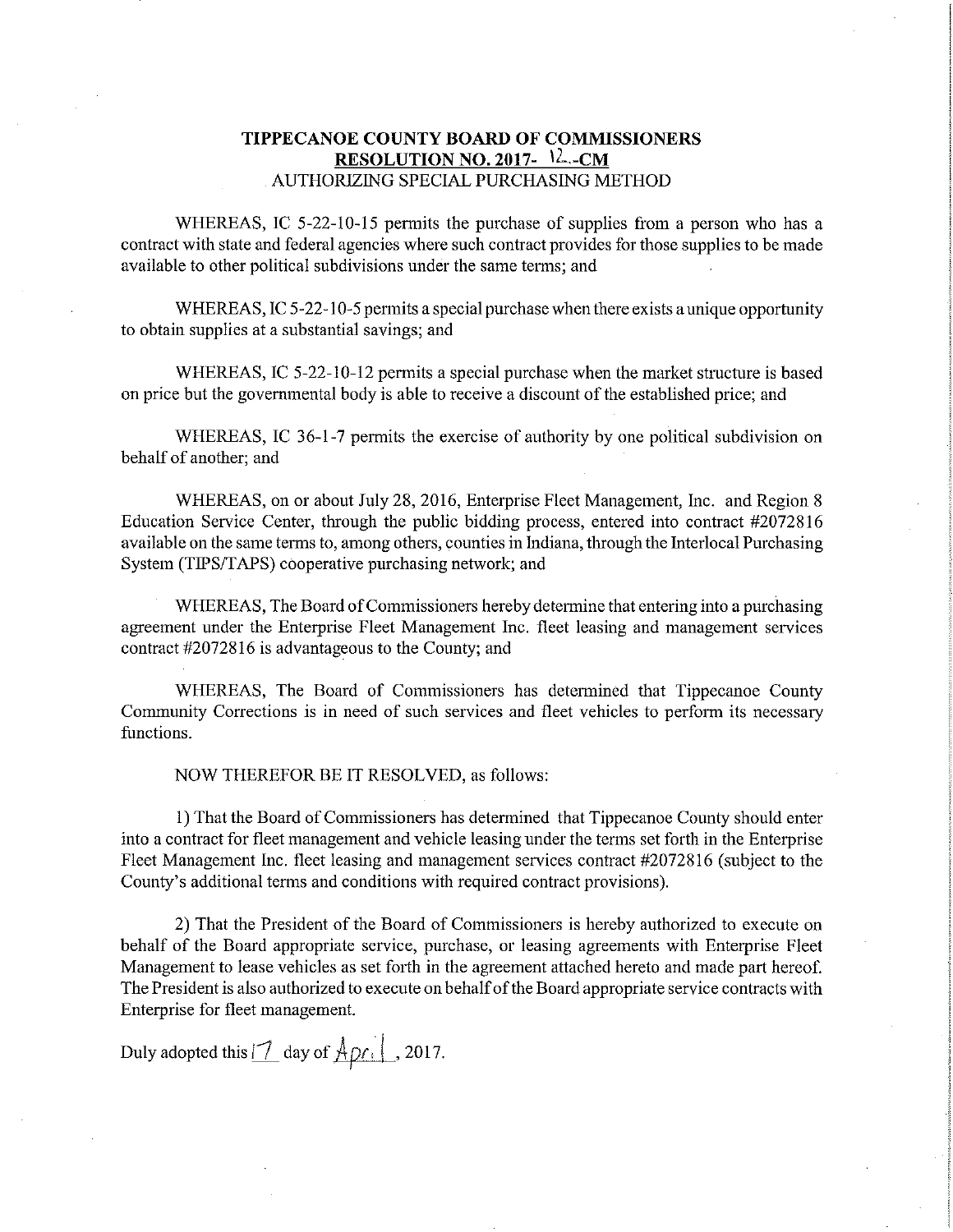**TIPPECANOE COUNTY BOARD OF COMMISSIONERS**
**RESOLUTION NO. 2017- 12-CM**
AUTHORIZING SPECIAL PURCHASING METHOD

WHEREAS, IC 5-22-10-15 permits the purchase of supplies from a person who has a contract with state and federal agencies where such contract provides for those supplies to be made available to other political subdivisions under the same terms; and

WHEREAS, IC 5-22-10-5 permits a special purchase when there exists a unique opportunity to obtain supplies at a substantial savings; and

WHEREAS, IC 5-22-10-12 permits a special purchase when the market structure is based on price but the governmental body is able to receive a discount of the established price; and

WHEREAS, IC 36-1-7 permits the exercise of authority by one political subdivision on behalf of another; and

WHEREAS, on or about July 28, 2016, Enterprise Fleet Management, Inc. and Region 8 Education Service Center, through the public bidding process, entered into contract #2072816 available on the same terms to, among others, counties in Indiana, through the Interlocal Purchasing System (TIPS/TAPS) cooperative purchasing network; and

WHEREAS, The Board of Commissioners hereby determine that entering into a purchasing agreement under the Enterprise Fleet Management Inc. fleet leasing and management services contract #2072816 is advantageous to the County; and

WHEREAS, The Board of Commissioners has determined that Tippecanoe County Community Corrections is in need of such services and fleet vehicles to perform its necessary functions.

NOW THEREFOR BE IT RESOLVED, as follows:

1) That the Board of Commissioners has determined that Tippecanoe County should enter into a contract for fleet management and vehicle leasing under the terms set forth in the Enterprise Fleet Management Inc. fleet leasing and management services contract #2072816 (subject to the County's additional terms and conditions with required contract provisions).

2) That the President of the Board of Commissioners is hereby authorized to execute on behalf of the Board appropriate service, purchase, or leasing agreements with Enterprise Fleet Management to lease vehicles as set forth in the agreement attached hereto and made part hereof. The President is also authorized to execute on behalf of the Board appropriate service contracts with Enterprise for fleet management.

Duly adopted this 17 day of April, 2017.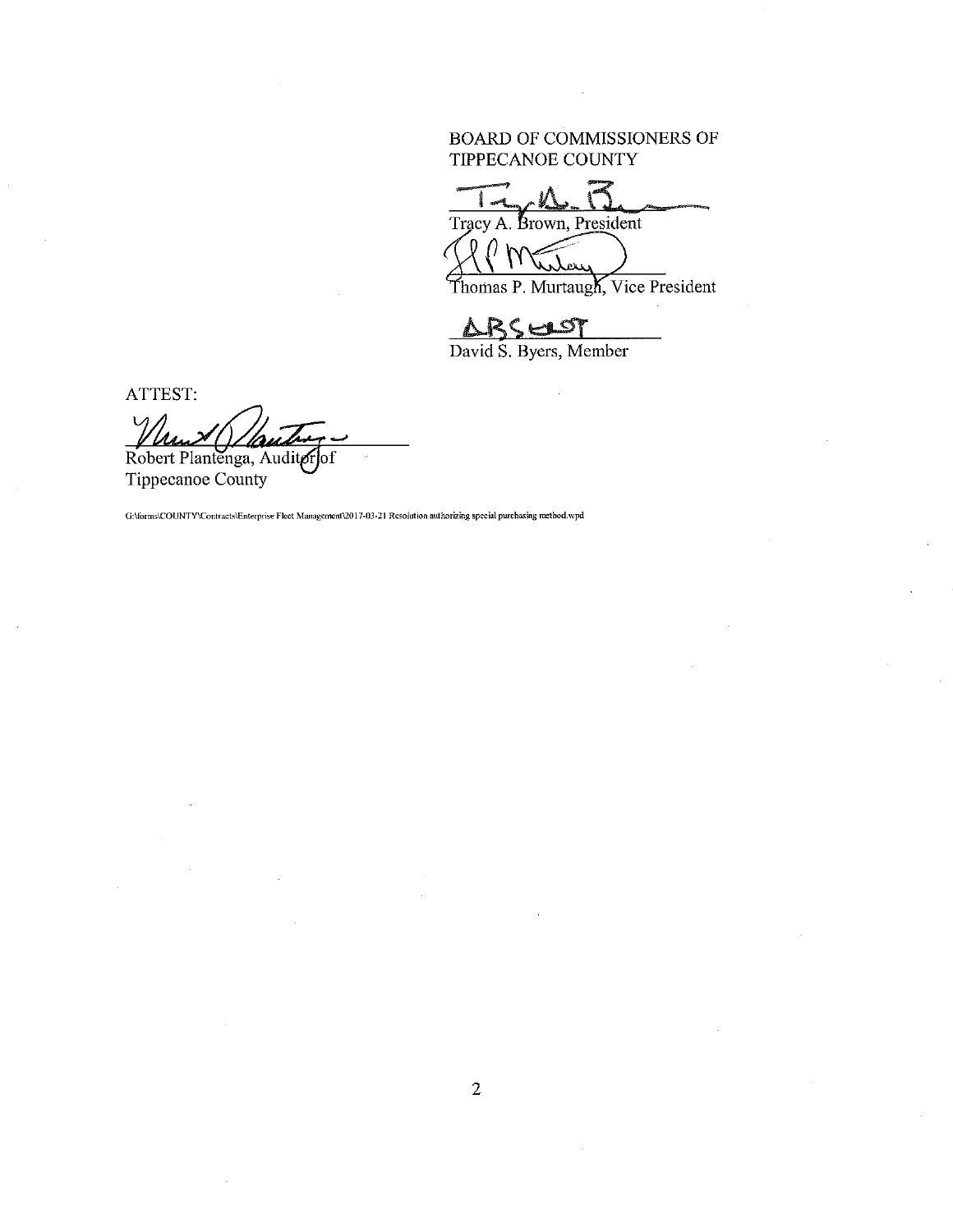BOARD OF COMMISSIONERS OF
TIPPECANOE COUNTY

Tracy A. Brown, President

Thomas P. Murtaugh, Vice President

ABSENT

David S. Byers, Member

ATTEST:

Robert Plantenga, Auditor of
Tippecanoe County

G:\forms\COUNTY\Contracts\Enterprise Fleet Management\2017-03-21 Resolution authorizing special purchasing method.wpd